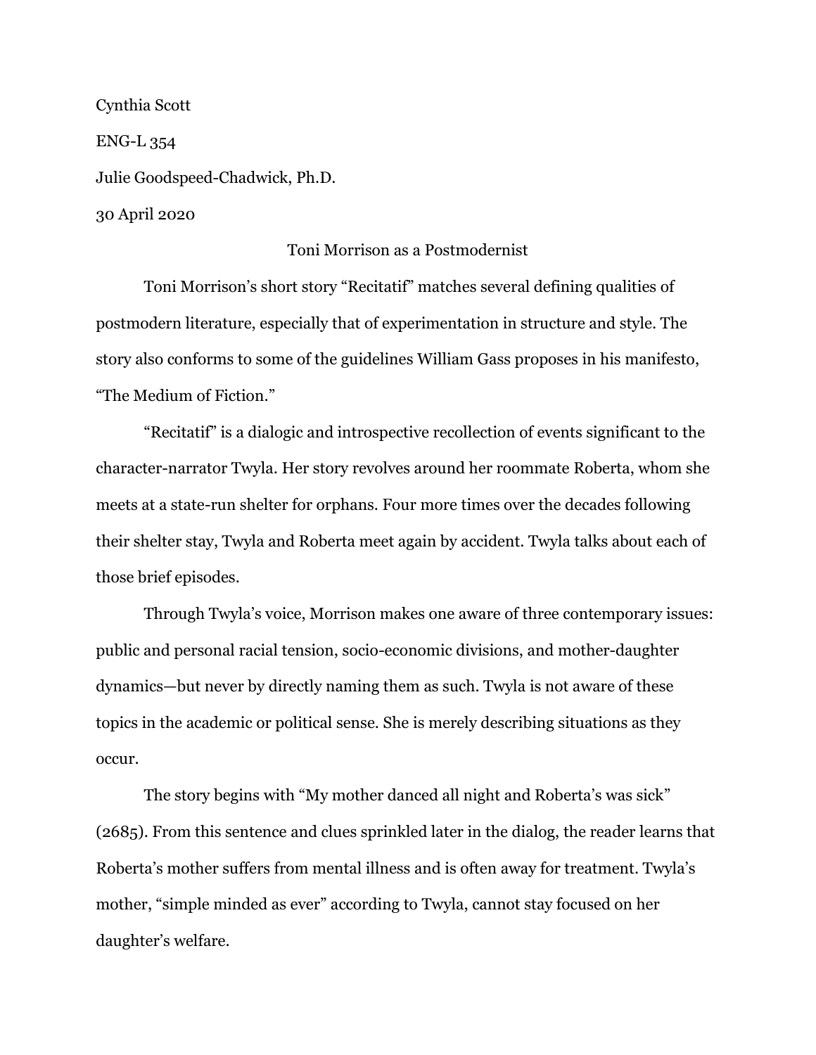Cynthia Scott

ENG-L 354

Julie Goodspeed-Chadwick, Ph.D.

30 April 2020

# Toni Morrison as a Postmodernist

Toni Morrison's short story "Recitatif" matches several defining qualities of postmodern literature, especially that of experimentation in structure and style. The story also conforms to some of the guidelines William Gass proposes in his manifesto, "The Medium of Fiction."

"Recitatif" is a dialogic and introspective recollection of events significant to the character-narrator Twyla. Her story revolves around her roommate Roberta, whom she meets at a state-run shelter for orphans. Four more times over the decades following their shelter stay, Twyla and Roberta meet again by accident. Twyla talks about each of those brief episodes.

Through Twyla's voice, Morrison makes one aware of three contemporary issues: public and personal racial tension, socio-economic divisions, and mother-daughter dynamics—but never by directly naming them as such. Twyla is not aware of these topics in the academic or political sense. She is merely describing situations as they occur.

The story begins with "My mother danced all night and Roberta's was sick" (2685). From this sentence and clues sprinkled later in the dialog, the reader learns that Roberta's mother suffers from mental illness and is often away for treatment. Twyla's mother, "simple minded as ever" according to Twyla, cannot stay focused on her daughter's welfare.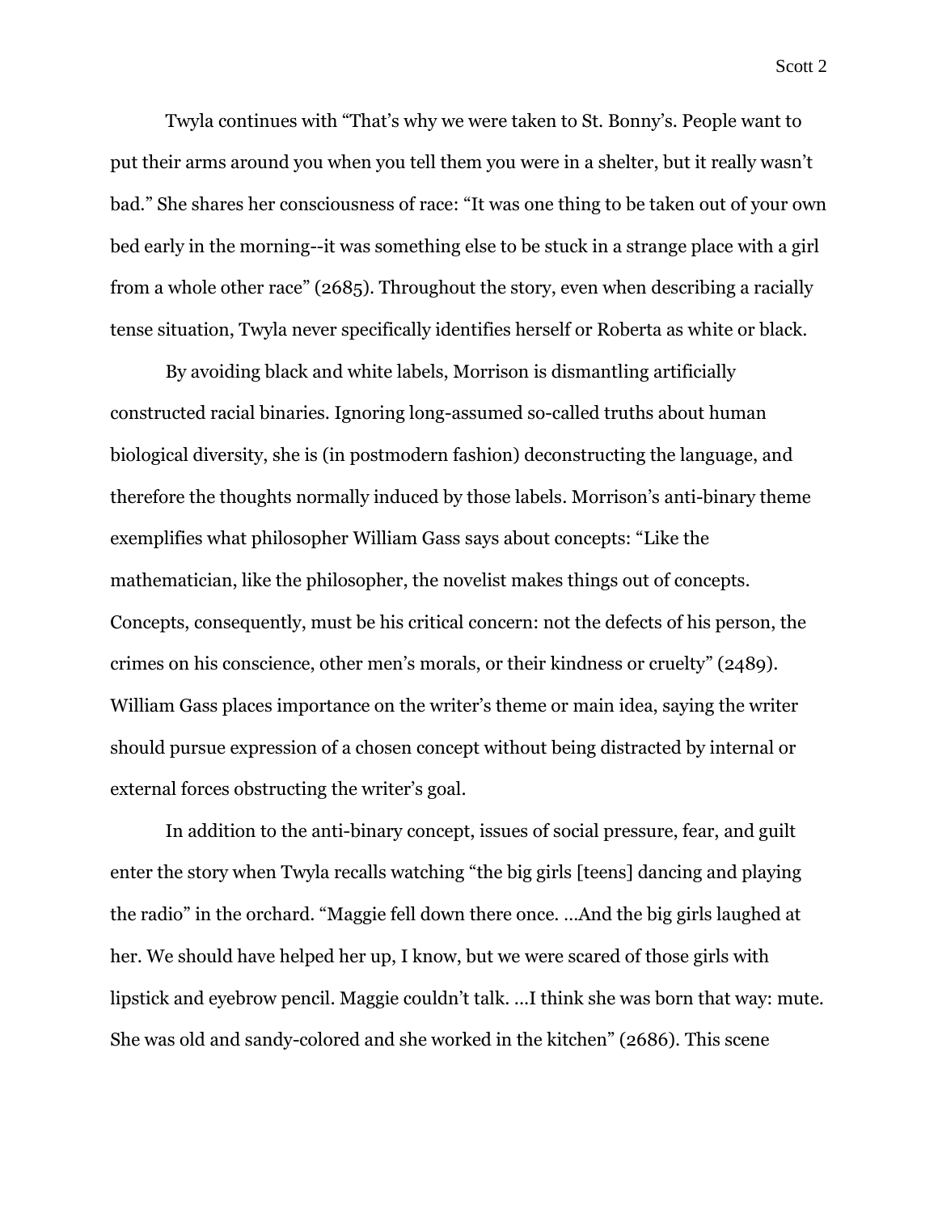Twyla continues with "That's why we were taken to St. Bonny's. People want to put their arms around you when you tell them you were in a shelter, but it really wasn't bad." She shares her consciousness of race: "It was one thing to be taken out of your own bed early in the morning--it was something else to be stuck in a strange place with a girl from a whole other race" (2685). Throughout the story, even when describing a racially tense situation, Twyla never specifically identifies herself or Roberta as white or black.

By avoiding black and white labels, Morrison is dismantling artificially constructed racial binaries. Ignoring long-assumed so-called truths about human biological diversity, she is (in postmodern fashion) deconstructing the language, and therefore the thoughts normally induced by those labels. Morrison's anti-binary theme exemplifies what philosopher William Gass says about concepts: "Like the mathematician, like the philosopher, the novelist makes things out of concepts. Concepts, consequently, must be his critical concern: not the defects of his person, the crimes on his conscience, other men's morals, or their kindness or cruelty" (2489). William Gass places importance on the writer's theme or main idea, saying the writer should pursue expression of a chosen concept without being distracted by internal or external forces obstructing the writer's goal.

In addition to the anti-binary concept, issues of social pressure, fear, and guilt enter the story when Twyla recalls watching "the big girls [teens] dancing and playing the radio" in the orchard. "Maggie fell down there once. ...And the big girls laughed at her. We should have helped her up, I know, but we were scared of those girls with lipstick and eyebrow pencil. Maggie couldn't talk. ...I think she was born that way: mute. She was old and sandy-colored and she worked in the kitchen" (2686). This scene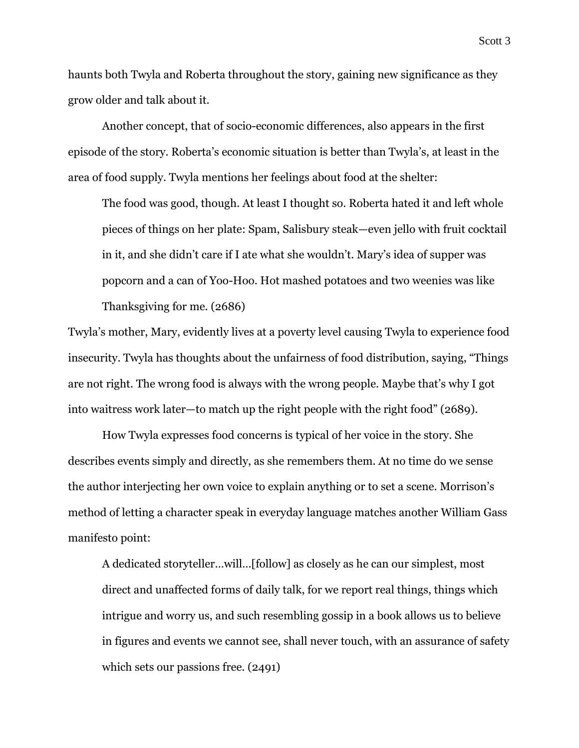haunts both Twyla and Roberta throughout the story, gaining new significance as they grow older and talk about it.

Another concept, that of socio-economic differences, also appears in the first episode of the story. Roberta's economic situation is better than Twyla's, at least in the area of food supply. Twyla mentions her feelings about food at the shelter:

> The food was good, though. At least I thought so. Roberta hated it and left whole pieces of things on her plate: Spam, Salisbury steak—even jello with fruit cocktail in it, and she didn't care if I ate what she wouldn't. Mary's idea of supper was popcorn and a can of Yoo-Hoo. Hot mashed potatoes and two weenies was like Thanksgiving for me. (2686)

Twyla's mother, Mary, evidently lives at a poverty level causing Twyla to experience food insecurity. Twyla has thoughts about the unfairness of food distribution, saying, "Things are not right. The wrong food is always with the wrong people. Maybe that's why I got into waitress work later—to match up the right people with the right food" (2689).

How Twyla expresses food concerns is typical of her voice in the story. She describes events simply and directly, as she remembers them. At no time do we sense the author interjecting her own voice to explain anything or to set a scene. Morrison's method of letting a character speak in everyday language matches another William Gass manifesto point:

> A dedicated storyteller…will…[follow] as closely as he can our simplest, most direct and unaffected forms of daily talk, for we report real things, things which intrigue and worry us, and such resembling gossip in a book allows us to believe in figures and events we cannot see, shall never touch, with an assurance of safety which sets our passions free. (2491)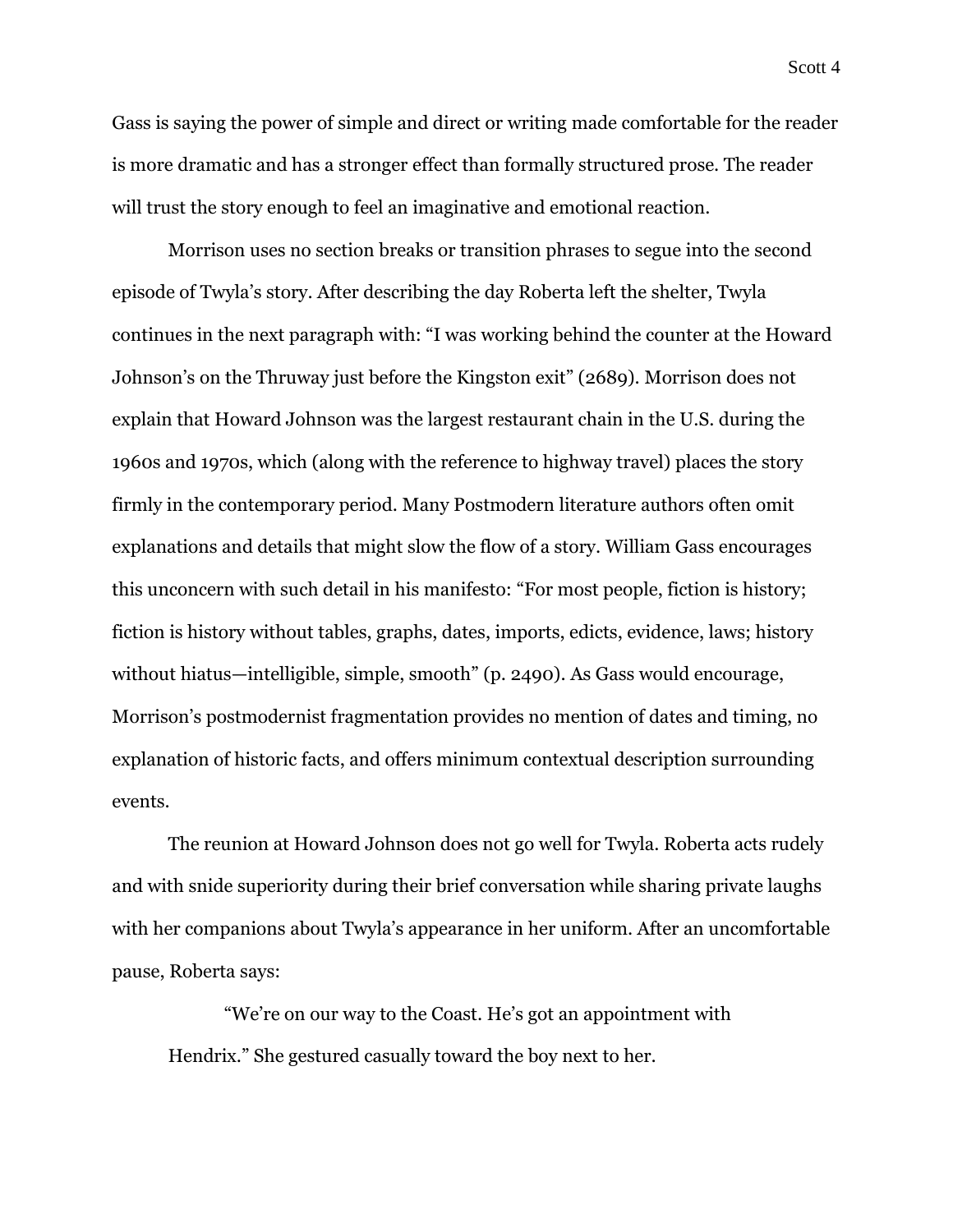Gass is saying the power of simple and direct or writing made comfortable for the reader is more dramatic and has a stronger effect than formally structured prose. The reader will trust the story enough to feel an imaginative and emotional reaction.

Morrison uses no section breaks or transition phrases to segue into the second episode of Twyla's story. After describing the day Roberta left the shelter, Twyla continues in the next paragraph with: "I was working behind the counter at the Howard Johnson's on the Thruway just before the Kingston exit" (2689). Morrison does not explain that Howard Johnson was the largest restaurant chain in the U.S. during the 1960s and 1970s, which (along with the reference to highway travel) places the story firmly in the contemporary period. Many Postmodern literature authors often omit explanations and details that might slow the flow of a story. William Gass encourages this unconcern with such detail in his manifesto: "For most people, fiction is history; fiction is history without tables, graphs, dates, imports, edicts, evidence, laws; history without hiatus—intelligible, simple, smooth" (p. 2490). As Gass would encourage, Morrison's postmodernist fragmentation provides no mention of dates and timing, no explanation of historic facts, and offers minimum contextual description surrounding events.

The reunion at Howard Johnson does not go well for Twyla. Roberta acts rudely and with snide superiority during their brief conversation while sharing private laughs with her companions about Twyla's appearance in her uniform. After an uncomfortable pause, Roberta says:

> "We're on our way to the Coast. He's got an appointment with Hendrix." She gestured casually toward the boy next to her.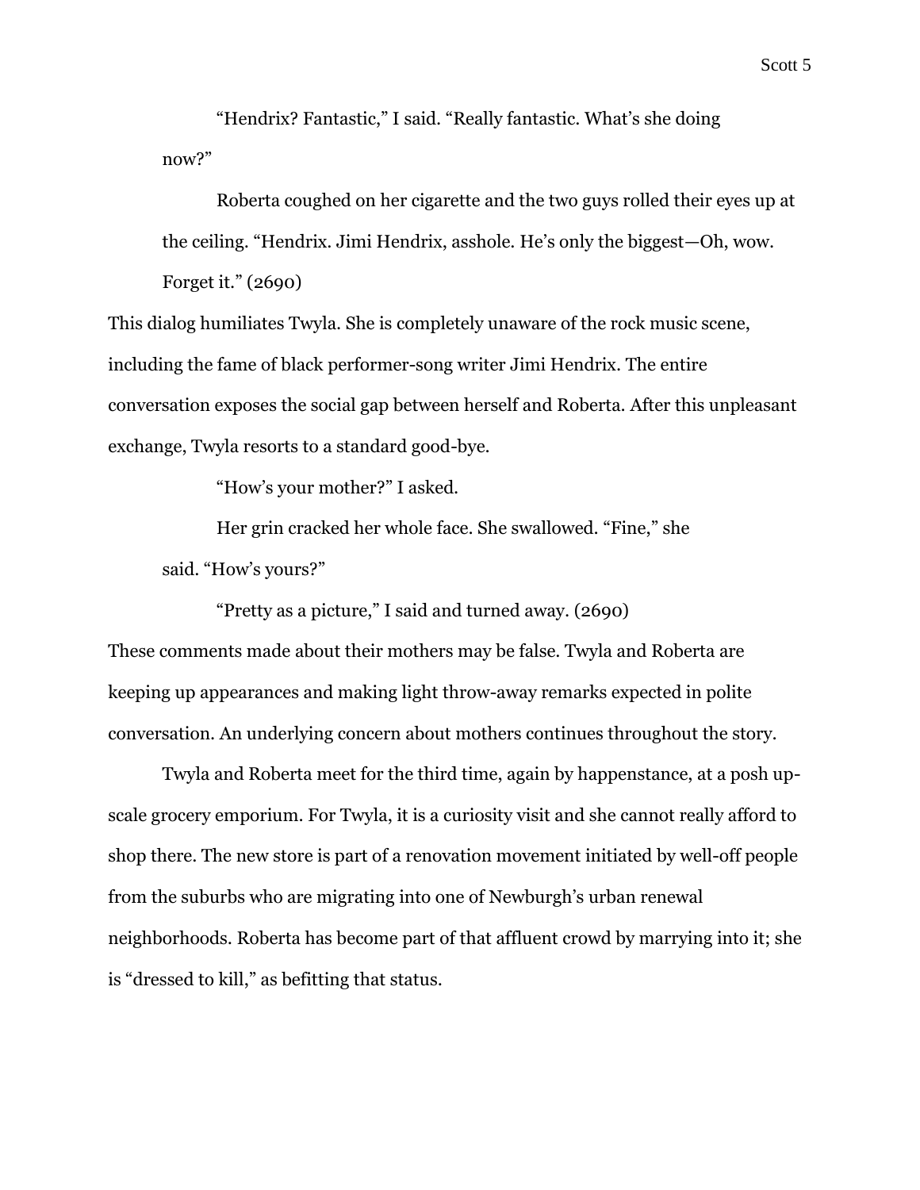> "Hendrix? Fantastic," I said. "Really fantastic. What's she doing now?"
>
> Roberta coughed on her cigarette and the two guys rolled their eyes up at the ceiling. "Hendrix. Jimi Hendrix, asshole. He's only the biggest—Oh, wow. Forget it." (2690)

This dialog humiliates Twyla. She is completely unaware of the rock music scene, including the fame of black performer-song writer Jimi Hendrix. The entire conversation exposes the social gap between herself and Roberta. After this unpleasant exchange, Twyla resorts to a standard good-bye.

> "How's your mother?" I asked.
>
> Her grin cracked her whole face. She swallowed. "Fine," she said. "How's yours?"
>
> "Pretty as a picture," I said and turned away. (2690)

These comments made about their mothers may be false. Twyla and Roberta are keeping up appearances and making light throw-away remarks expected in polite conversation. An underlying concern about mothers continues throughout the story.

Twyla and Roberta meet for the third time, again by happenstance, at a posh up-scale grocery emporium. For Twyla, it is a curiosity visit and she cannot really afford to shop there. The new store is part of a renovation movement initiated by well-off people from the suburbs who are migrating into one of Newburgh's urban renewal neighborhoods. Roberta has become part of that affluent crowd by marrying into it; she is "dressed to kill," as befitting that status.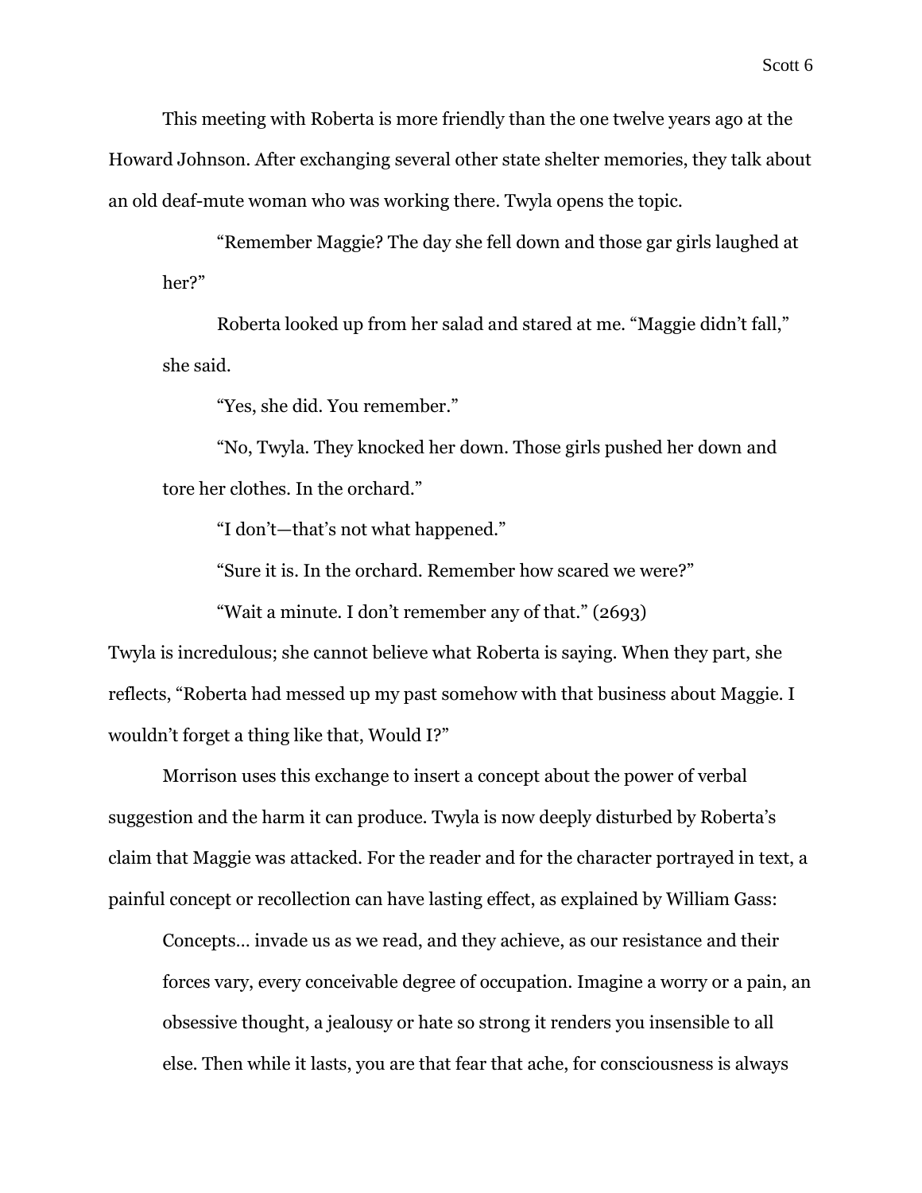This meeting with Roberta is more friendly than the one twelve years ago at the Howard Johnson. After exchanging several other state shelter memories, they talk about an old deaf-mute woman who was working there. Twyla opens the topic.

> "Remember Maggie? The day she fell down and those gar girls laughed at her?"
>
> Roberta looked up from her salad and stared at me. "Maggie didn't fall," she said.
>
> "Yes, she did. You remember."
>
> "No, Twyla. They knocked her down. Those girls pushed her down and tore her clothes. In the orchard."
>
> "I don't—that's not what happened."
>
> "Sure it is. In the orchard. Remember how scared we were?"
>
> "Wait a minute. I don't remember any of that." (2693)

Twyla is incredulous; she cannot believe what Roberta is saying. When they part, she reflects, "Roberta had messed up my past somehow with that business about Maggie. I wouldn't forget a thing like that, Would I?"

Morrison uses this exchange to insert a concept about the power of verbal suggestion and the harm it can produce. Twyla is now deeply disturbed by Roberta's claim that Maggie was attacked. For the reader and for the character portrayed in text, a painful concept or recollection can have lasting effect, as explained by William Gass:

> Concepts… invade us as we read, and they achieve, as our resistance and their forces vary, every conceivable degree of occupation. Imagine a worry or a pain, an obsessive thought, a jealousy or hate so strong it renders you insensible to all else. Then while it lasts, you are that fear that ache, for consciousness is always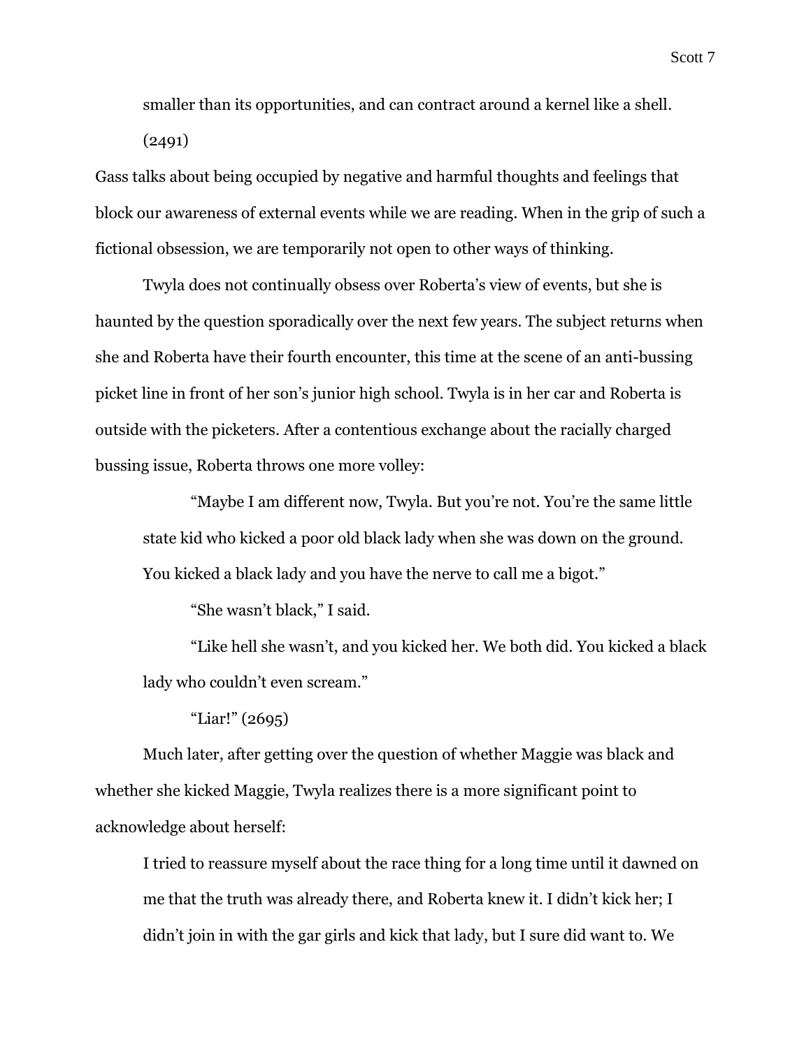> smaller than its opportunities, and can contract around a kernel like a shell. (2491)

Gass talks about being occupied by negative and harmful thoughts and feelings that block our awareness of external events while we are reading. When in the grip of such a fictional obsession, we are temporarily not open to other ways of thinking.

Twyla does not continually obsess over Roberta's view of events, but she is haunted by the question sporadically over the next few years. The subject returns when she and Roberta have their fourth encounter, this time at the scene of an anti-bussing picket line in front of her son's junior high school. Twyla is in her car and Roberta is outside with the picketers. After a contentious exchange about the racially charged bussing issue, Roberta throws one more volley:

> "Maybe I am different now, Twyla. But you're not. You're the same little state kid who kicked a poor old black lady when she was down on the ground. You kicked a black lady and you have the nerve to call me a bigot."
>
> "She wasn't black," I said.
>
> "Like hell she wasn't, and you kicked her. We both did. You kicked a black lady who couldn't even scream."
>
> "Liar!" (2695)

Much later, after getting over the question of whether Maggie was black and whether she kicked Maggie, Twyla realizes there is a more significant point to acknowledge about herself:

> I tried to reassure myself about the race thing for a long time until it dawned on me that the truth was already there, and Roberta knew it. I didn't kick her; I didn't join in with the gar girls and kick that lady, but I sure did want to. We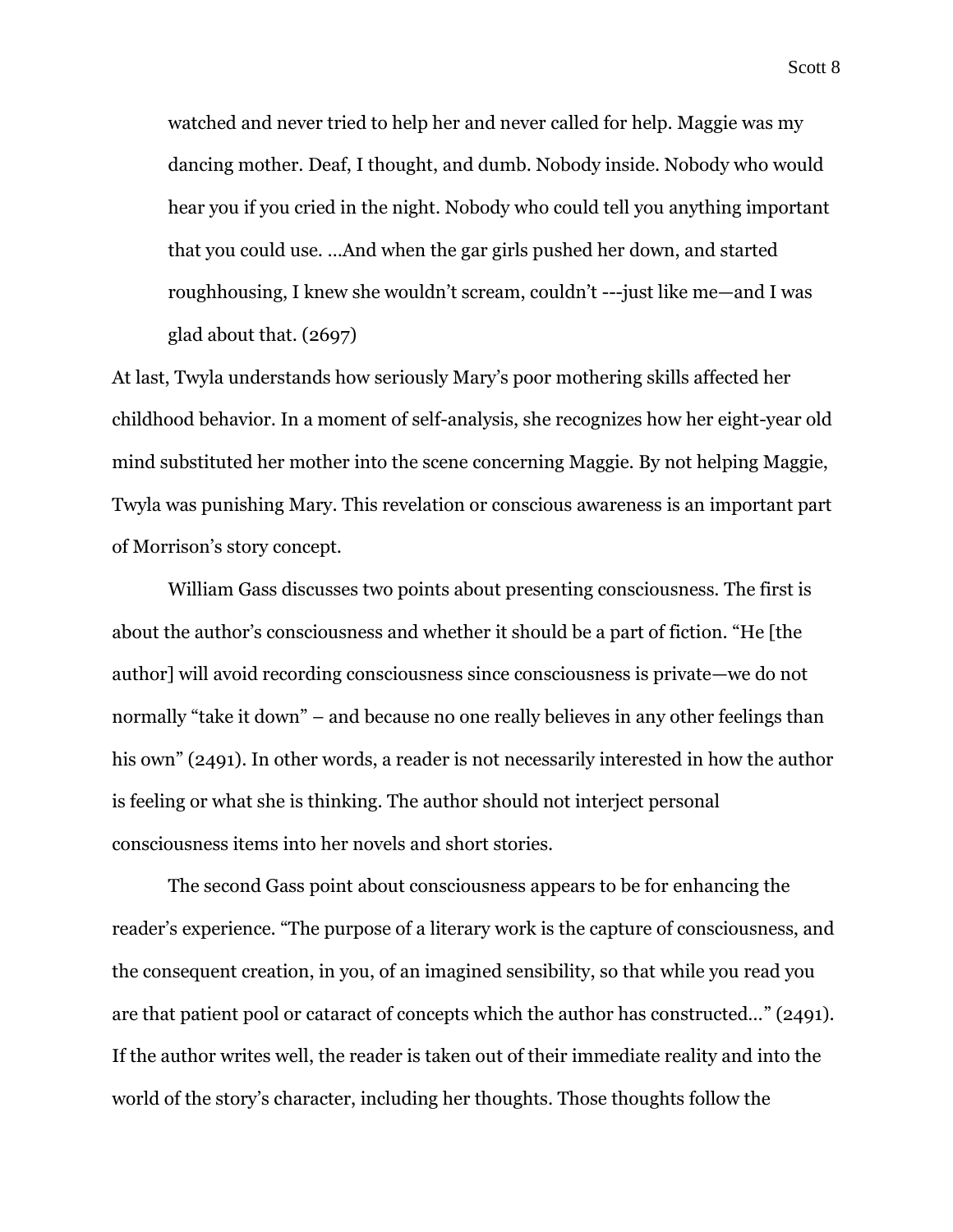> watched and never tried to help her and never called for help. Maggie was my dancing mother. Deaf, I thought, and dumb. Nobody inside. Nobody who would hear you if you cried in the night. Nobody who could tell you anything important that you could use. …And when the gar girls pushed her down, and started roughhousing, I knew she wouldn't scream, couldn't ---just like me—and I was glad about that. (2697)

At last, Twyla understands how seriously Mary's poor mothering skills affected her childhood behavior. In a moment of self-analysis, she recognizes how her eight-year old mind substituted her mother into the scene concerning Maggie. By not helping Maggie, Twyla was punishing Mary. This revelation or conscious awareness is an important part of Morrison's story concept.

William Gass discusses two points about presenting consciousness. The first is about the author's consciousness and whether it should be a part of fiction. "He [the author] will avoid recording consciousness since consciousness is private—we do not normally "take it down" – and because no one really believes in any other feelings than his own" (2491). In other words, a reader is not necessarily interested in how the author is feeling or what she is thinking. The author should not interject personal consciousness items into her novels and short stories.

The second Gass point about consciousness appears to be for enhancing the reader's experience. "The purpose of a literary work is the capture of consciousness, and the consequent creation, in you, of an imagined sensibility, so that while you read you are that patient pool or cataract of concepts which the author has constructed…" (2491). If the author writes well, the reader is taken out of their immediate reality and into the world of the story's character, including her thoughts. Those thoughts follow the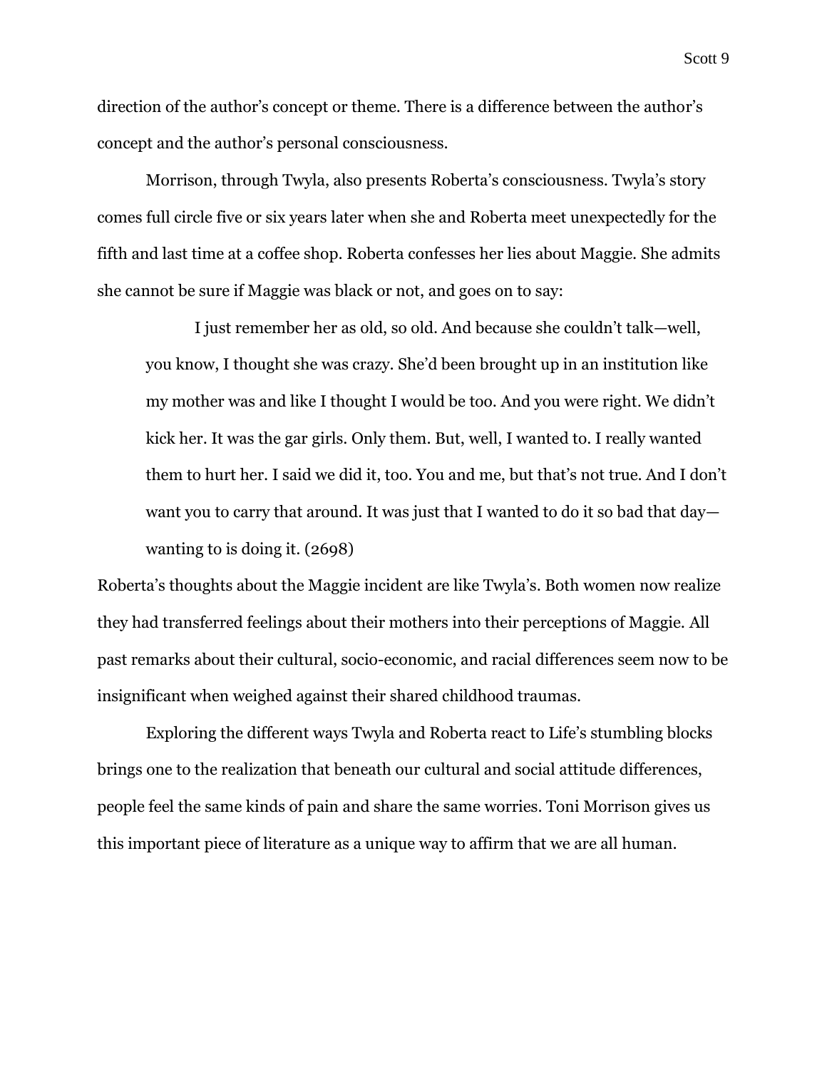direction of the author's concept or theme. There is a difference between the author's concept and the author's personal consciousness.

Morrison, through Twyla, also presents Roberta's consciousness. Twyla's story comes full circle five or six years later when she and Roberta meet unexpectedly for the fifth and last time at a coffee shop. Roberta confesses her lies about Maggie. She admits she cannot be sure if Maggie was black or not, and goes on to say:

> I just remember her as old, so old. And because she couldn't talk—well, you know, I thought she was crazy. She'd been brought up in an institution like my mother was and like I thought I would be too. And you were right. We didn't kick her. It was the gar girls. Only them. But, well, I wanted to. I really wanted them to hurt her. I said we did it, too. You and me, but that's not true. And I don't want you to carry that around. It was just that I wanted to do it so bad that day—wanting to is doing it. (2698)

Roberta's thoughts about the Maggie incident are like Twyla's. Both women now realize they had transferred feelings about their mothers into their perceptions of Maggie. All past remarks about their cultural, socio-economic, and racial differences seem now to be insignificant when weighed against their shared childhood traumas.

Exploring the different ways Twyla and Roberta react to Life's stumbling blocks brings one to the realization that beneath our cultural and social attitude differences, people feel the same kinds of pain and share the same worries. Toni Morrison gives us this important piece of literature as a unique way to affirm that we are all human.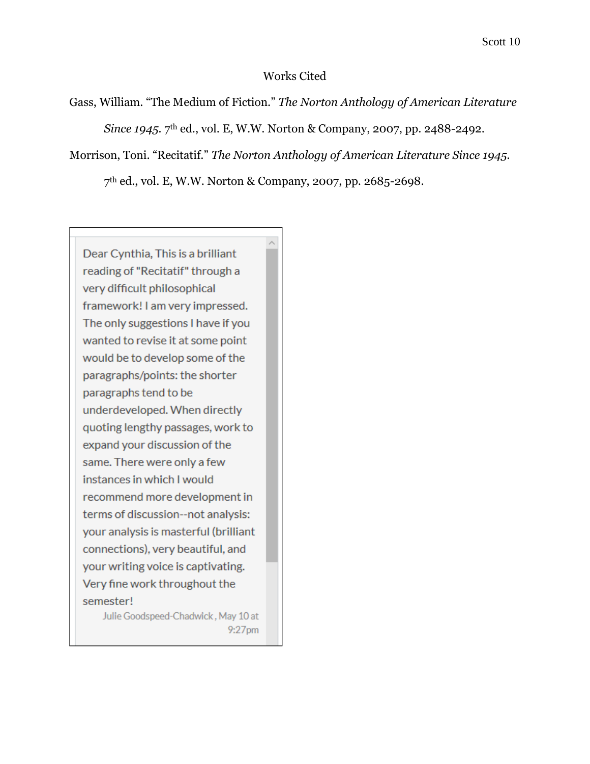# Works Cited

Gass, William. "The Medium of Fiction." *The Norton Anthology of American Literature Since 1945.* 7th ed., vol. E, W.W. Norton & Company, 2007, pp. 2488-2492.

Morrison, Toni. "Recitatif." *The Norton Anthology of American Literature Since 1945.* 7th ed., vol. E, W.W. Norton & Company, 2007, pp. 2685-2698.

Dear Cynthia, This is a brilliant reading of "Recitatif" through a very difficult philosophical framework! I am very impressed. The only suggestions I have if you wanted to revise it at some point would be to develop some of the paragraphs/points: the shorter paragraphs tend to be underdeveloped. When directly quoting lengthy passages, work to expand your discussion of the same. There were only a few instances in which I would recommend more development in terms of discussion--not analysis: your analysis is masterful (brilliant connections), very beautiful, and your writing voice is captivating. Very fine work throughout the semester!

Julie Goodspeed-Chadwick , May 10 at 9:27pm